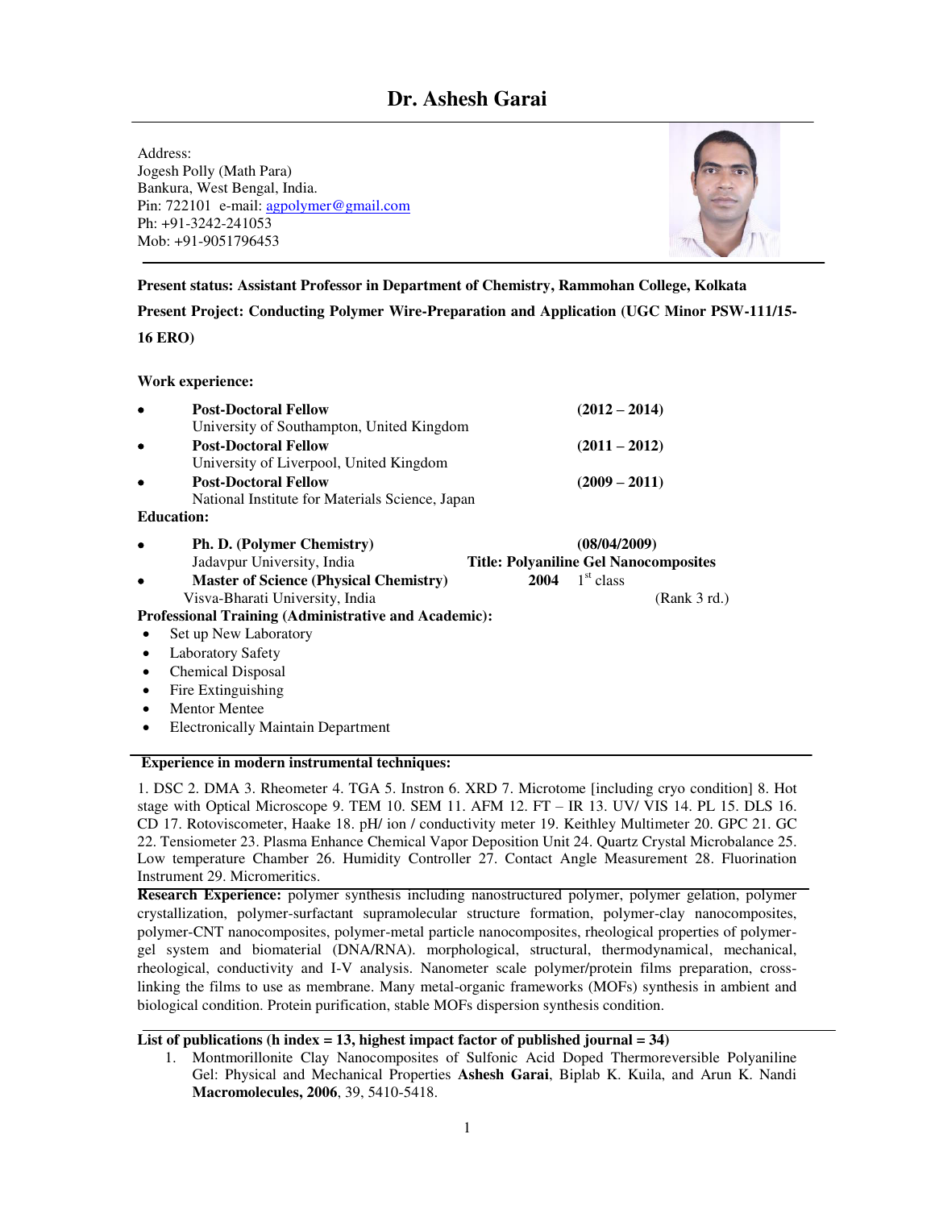# Dr. Ashesh Garai

Address:
Jogesh Polly (Math Para)
Bankura, West Bengal, India.
Pin: 722101 e-mail: agpolymer@gmail.com
Ph: +91-3242-241053
Mob: +91-9051796453

**Present status: Assistant Professor in Department of Chemistry, Rammohan College, Kolkata**

**Present Project: Conducting Polymer Wire-Preparation and Application (UGC Minor PSW-111/15-16 ERO)**

**Work experience:**

- **Post-Doctoral Fellow** **(2012 – 2014)**
  University of Southampton, United Kingdom
- **Post-Doctoral Fellow** **(2011 – 2012)**
  University of Liverpool, United Kingdom
- **Post-Doctoral Fellow** **(2009 – 2011)**
  National Institute for Materials Science, Japan

**Education:**

- **Ph. D. (Polymer Chemistry)** **(08/04/2009)**
  Jadavpur University, India **Title: Polyaniline Gel Nanocomposites**
- **Master of Science (Physical Chemistry)** **2004** 1st class
  Visva-Bharati University, India (Rank 3 rd.)

**Professional Training (Administrative and Academic):**

- Set up New Laboratory
- Laboratory Safety
- Chemical Disposal
- Fire Extinguishing
- Mentor Mentee
- Electronically Maintain Department

**Experience in modern instrumental techniques:**

1. DSC 2. DMA 3. Rheometer 4. TGA 5. Instron 6. XRD 7. Microtome [including cryo condition] 8. Hot stage with Optical Microscope 9. TEM 10. SEM 11. AFM 12. FT – IR 13. UV/ VIS 14. PL 15. DLS 16. CD 17. Rotoviscometer, Haake 18. pH/ ion / conductivity meter 19. Keithley Multimeter 20. GPC 21. GC 22. Tensiometer 23. Plasma Enhance Chemical Vapor Deposition Unit 24. Quartz Crystal Microbalance 25. Low temperature Chamber 26. Humidity Controller 27. Contact Angle Measurement 28. Fluorination Instrument 29. Micromeritics.

**Research Experience:** polymer synthesis including nanostructured polymer, polymer gelation, polymer crystallization, polymer-surfactant supramolecular structure formation, polymer-clay nanocomposites, polymer-CNT nanocomposites, polymer-metal particle nanocomposites, rheological properties of polymer-gel system and biomaterial (DNA/RNA). morphological, structural, thermodynamical, mechanical, rheological, conductivity and I-V analysis. Nanometer scale polymer/protein films preparation, cross-linking the films to use as membrane. Many metal-organic frameworks (MOFs) synthesis in ambient and biological condition. Protein purification, stable MOFs dispersion synthesis condition.

**List of publications (h index = 13, highest impact factor of published journal = 34)**

1. Montmorillonite Clay Nanocomposites of Sulfonic Acid Doped Thermoreversible Polyaniline Gel: Physical and Mechanical Properties **Ashesh Garai**, Biplab K. Kuila, and Arun K. Nandi **Macromolecules, 2006**, 39, 5410-5418.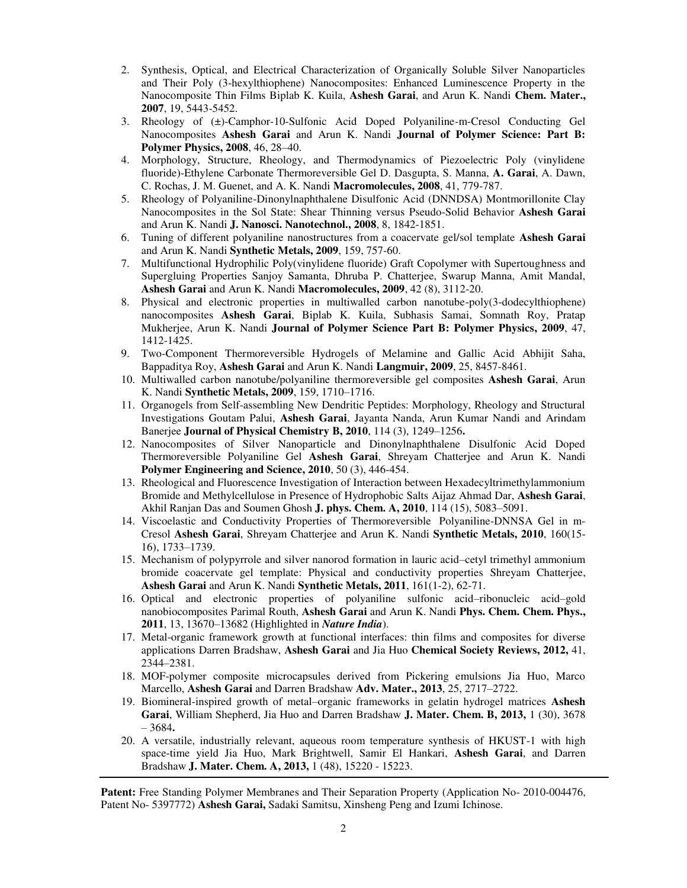2. Synthesis, Optical, and Electrical Characterization of Organically Soluble Silver Nanoparticles and Their Poly (3-hexylthiophene) Nanocomposites: Enhanced Luminescence Property in the Nanocomposite Thin Films Biplab K. Kuila, **Ashesh Garai**, and Arun K. Nandi **Chem. Mater., 2007**, 19, 5443-5452.
3. Rheology of (±)-Camphor-10-Sulfonic Acid Doped Polyaniline-m-Cresol Conducting Gel Nanocomposites **Ashesh Garai** and Arun K. Nandi **Journal of Polymer Science: Part B: Polymer Physics, 2008**, 46, 28–40.
4. Morphology, Structure, Rheology, and Thermodynamics of Piezoelectric Poly (vinylidene fluoride)-Ethylene Carbonate Thermoreversible Gel D. Dasgupta, S. Manna, **A. Garai**, A. Dawn, C. Rochas, J. M. Guenet, and A. K. Nandi **Macromolecules, 2008**, 41, 779-787.
5. Rheology of Polyaniline-Dinonylnaphthalene Disulfonic Acid (DNNDSA) Montmorillonite Clay Nanocomposites in the Sol State: Shear Thinning versus Pseudo-Solid Behavior **Ashesh Garai** and Arun K. Nandi **J. Nanosci. Nanotechnol., 2008**, 8, 1842-1851.
6. Tuning of different polyaniline nanostructures from a coacervate gel/sol template **Ashesh Garai** and Arun K. Nandi **Synthetic Metals, 2009**, 159, 757-60.
7. Multifunctional Hydrophilic Poly(vinylidene fluoride) Graft Copolymer with Supertoughness and Supergluing Properties Sanjoy Samanta, Dhruba P. Chatterjee, Swarup Manna, Amit Mandal, **Ashesh Garai** and Arun K. Nandi **Macromolecules, 2009**, 42 (8), 3112-20.
8. Physical and electronic properties in multiwalled carbon nanotube-poly(3-dodecylthiophene) nanocomposites **Ashesh Garai**, Biplab K. Kuila, Subhasis Samai, Somnath Roy, Pratap Mukherjee, Arun K. Nandi **Journal of Polymer Science Part B: Polymer Physics, 2009**, 47, 1412-1425.
9. Two-Component Thermoreversible Hydrogels of Melamine and Gallic Acid Abhijit Saha, Bappaditya Roy, **Ashesh Garai** and Arun K. Nandi **Langmuir, 2009**, 25, 8457-8461.
10. Multiwalled carbon nanotube/polyaniline thermoreversible gel composites **Ashesh Garai**, Arun K. Nandi **Synthetic Metals, 2009**, 159, 1710–1716.
11. Organogels from Self-assembling New Dendritic Peptides: Morphology, Rheology and Structural Investigations Goutam Palui, **Ashesh Garai**, Jayanta Nanda, Arun Kumar Nandi and Arindam Banerjee **Journal of Physical Chemistry B, 2010**, 114 (3), 1249–1256**.**
12. Nanocomposites of Silver Nanoparticle and Dinonylnaphthalene Disulfonic Acid Doped Thermoreversible Polyaniline Gel **Ashesh Garai**, Shreyam Chatterjee and Arun K. Nandi **Polymer Engineering and Science, 2010**, 50 (3), 446-454.
13. Rheological and Fluorescence Investigation of Interaction between Hexadecyltrimethylammonium Bromide and Methylcellulose in Presence of Hydrophobic Salts Aijaz Ahmad Dar, **Ashesh Garai**, Akhil Ranjan Das and Soumen Ghosh **J. phys. Chem. A, 2010**, 114 (15), 5083–5091.
14. Viscoelastic and Conductivity Properties of Thermoreversible Polyaniline-DNNSA Gel in m-Cresol **Ashesh Garai**, Shreyam Chatterjee and Arun K. Nandi **Synthetic Metals, 2010**, 160(15-16), 1733–1739.
15. Mechanism of polypyrrole and silver nanorod formation in lauric acid–cetyl trimethyl ammonium bromide coacervate gel template: Physical and conductivity properties Shreyam Chatterjee, **Ashesh Garai** and Arun K. Nandi **Synthetic Metals, 2011**, 161(1-2), 62-71.
16. Optical and electronic properties of polyaniline sulfonic acid–ribonucleic acid–gold nanobiocomposites Parimal Routh, **Ashesh Garai** and Arun K. Nandi **Phys. Chem. Chem. Phys., 2011**, 13, 13670–13682 (Highlighted in ***Nature India***).
17. Metal-organic framework growth at functional interfaces: thin films and composites for diverse applications Darren Bradshaw, **Ashesh Garai** and Jia Huo **Chemical Society Reviews, 2012,** 41, 2344–2381.
18. MOF-polymer composite microcapsules derived from Pickering emulsions Jia Huo, Marco Marcello, **Ashesh Garai** and Darren Bradshaw **Adv. Mater., 2013**, 25, 2717–2722.
19. Biomineral-inspired growth of metal–organic frameworks in gelatin hydrogel matrices **Ashesh Garai**, William Shepherd, Jia Huo and Darren Bradshaw **J. Mater. Chem. B, 2013,** 1 (30), 3678 – 3684**.**
20. A versatile, industrially relevant, aqueous room temperature synthesis of HKUST-1 with high space-time yield Jia Huo, Mark Brightwell, Samir El Hankari, **Ashesh Garai**, and Darren Bradshaw **J. Mater. Chem. A, 2013,** 1 (48), 15220 - 15223.

---

**Patent:** Free Standing Polymer Membranes and Their Separation Property (Application No- 2010-004476, Patent No- 5397772) **Ashesh Garai,** Sadaki Samitsu, Xinsheng Peng and Izumi Ichinose.